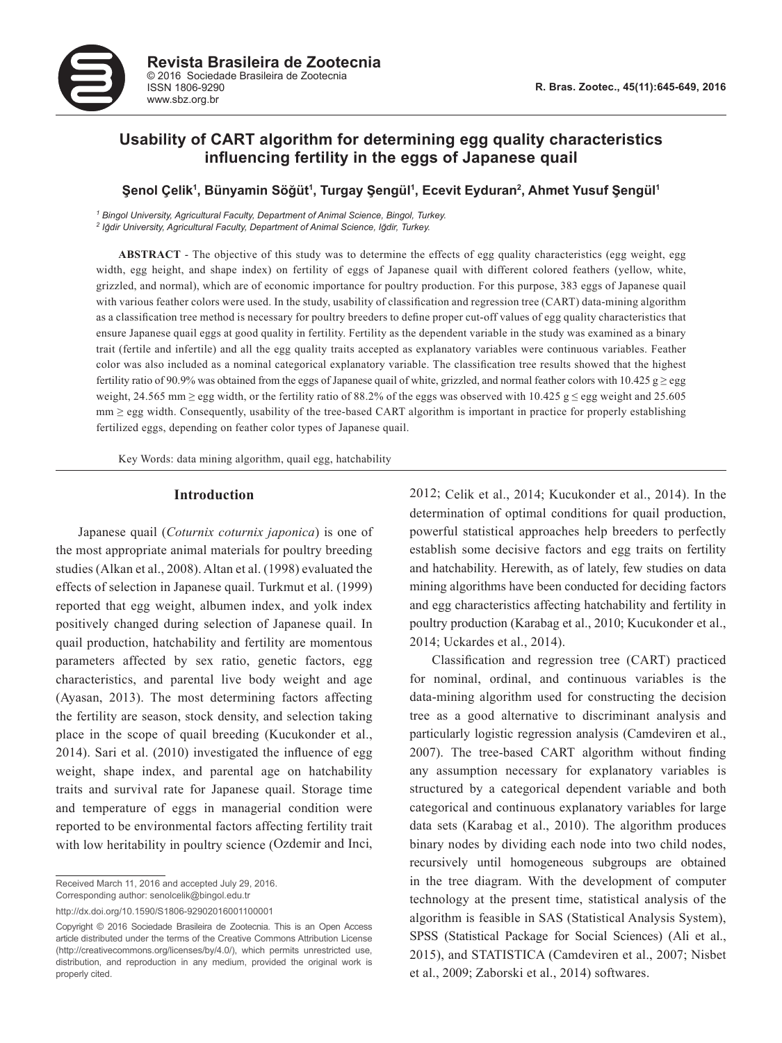# Usability of CART algorithm for determining egg quality characteristics influencing fertility in the eggs of Japanese quail

**Şenol Çelik[1], Bünyamin Söğüt[1], Turgay Şengül[1], Ecevit Eyduran[2], Ahmet Yusuf Şengül[1]**

*[1] Bingol University, Agricultural Faculty, Department of Animal Science, Bingol, Turkey.*
*[2] Iğdir University, Agricultural Faculty, Department of Animal Science, Iğdir, Turkey.*

**ABSTRACT** - The objective of this study was to determine the effects of egg quality characteristics (egg weight, egg width, egg height, and shape index) on fertility of eggs of Japanese quail with different colored feathers (yellow, white, grizzled, and normal), which are of economic importance for poultry production. For this purpose, 383 eggs of Japanese quail with various feather colors were used. In the study, usability of classification and regression tree (CART) data-mining algorithm as a classification tree method is necessary for poultry breeders to define proper cut-off values of egg quality characteristics that ensure Japanese quail eggs at good quality in fertility. Fertility as the dependent variable in the study was examined as a binary trait (fertile and infertile) and all the egg quality traits accepted as explanatory variables were continuous variables. Feather color was also included as a nominal categorical explanatory variable. The classification tree results showed that the highest fertility ratio of 90.9% was obtained from the eggs of Japanese quail of white, grizzled, and normal feather colors with 10.425 g ≥ egg weight, 24.565 mm ≥ egg width, or the fertility ratio of 88.2% of the eggs was observed with 10.425 g ≤ egg weight and 25.605 mm ≥ egg width. Consequently, usability of the tree-based CART algorithm is important in practice for properly establishing fertilized eggs, depending on feather color types of Japanese quail.

Key Words: data mining algorithm, quail egg, hatchability

## Introduction

Japanese quail (*Coturnix coturnix japonica*) is one of the most appropriate animal materials for poultry breeding studies (Alkan et al., 2008). Altan et al. (1998) evaluated the effects of selection in Japanese quail. Turkmut et al. (1999) reported that egg weight, albumen index, and yolk index positively changed during selection of Japanese quail. In quail production, hatchability and fertility are momentous parameters affected by sex ratio, genetic factors, egg characteristics, and parental live body weight and age (Ayasan, 2013). The most determining factors affecting the fertility are season, stock density, and selection taking place in the scope of quail breeding (Kucukonder et al., 2014). Sari et al. (2010) investigated the influence of egg weight, shape index, and parental age on hatchability traits and survival rate for Japanese quail. Storage time and temperature of eggs in managerial condition were reported to be environmental factors affecting fertility trait with low heritability in poultry science (Ozdemir and Inci, 2012; Celik et al., 2014; Kucukonder et al., 2014). In the determination of optimal conditions for quail production, powerful statistical approaches help breeders to perfectly establish some decisive factors and egg traits on fertility and hatchability. Herewith, as of lately, few studies on data mining algorithms have been conducted for deciding factors and egg characteristics affecting hatchability and fertility in poultry production (Karabag et al., 2010; Kucukonder et al., 2014; Uckardes et al., 2014).

Classification and regression tree (CART) practiced for nominal, ordinal, and continuous variables is the data-mining algorithm used for constructing the decision tree as a good alternative to discriminant analysis and particularly logistic regression analysis (Camdeviren et al., 2007). The tree-based CART algorithm without finding any assumption necessary for explanatory variables is structured by a categorical dependent variable and both categorical and continuous explanatory variables for large data sets (Karabag et al., 2010). The algorithm produces binary nodes by dividing each node into two child nodes, recursively until homogeneous subgroups are obtained in the tree diagram. With the development of computer technology at the present time, statistical analysis of the algorithm is feasible in SAS (Statistical Analysis System), SPSS (Statistical Package for Social Sciences) (Ali et al., 2015), and STATISTICA (Camdeviren et al., 2007; Nisbet et al., 2009; Zaborski et al., 2014) softwares.

Received March 11, 2016 and accepted July 29, 2016.
Corresponding author: senolcelik@bingol.edu.tr

http://dx.doi.org/10.1590/S1806-92902016001100001

Copyright © 2016 Sociedade Brasileira de Zootecnia. This is an Open Access article distributed under the terms of the Creative Commons Attribution License (http://creativecommons.org/licenses/by/4.0/), which permits unrestricted use, distribution, and reproduction in any medium, provided the original work is properly cited.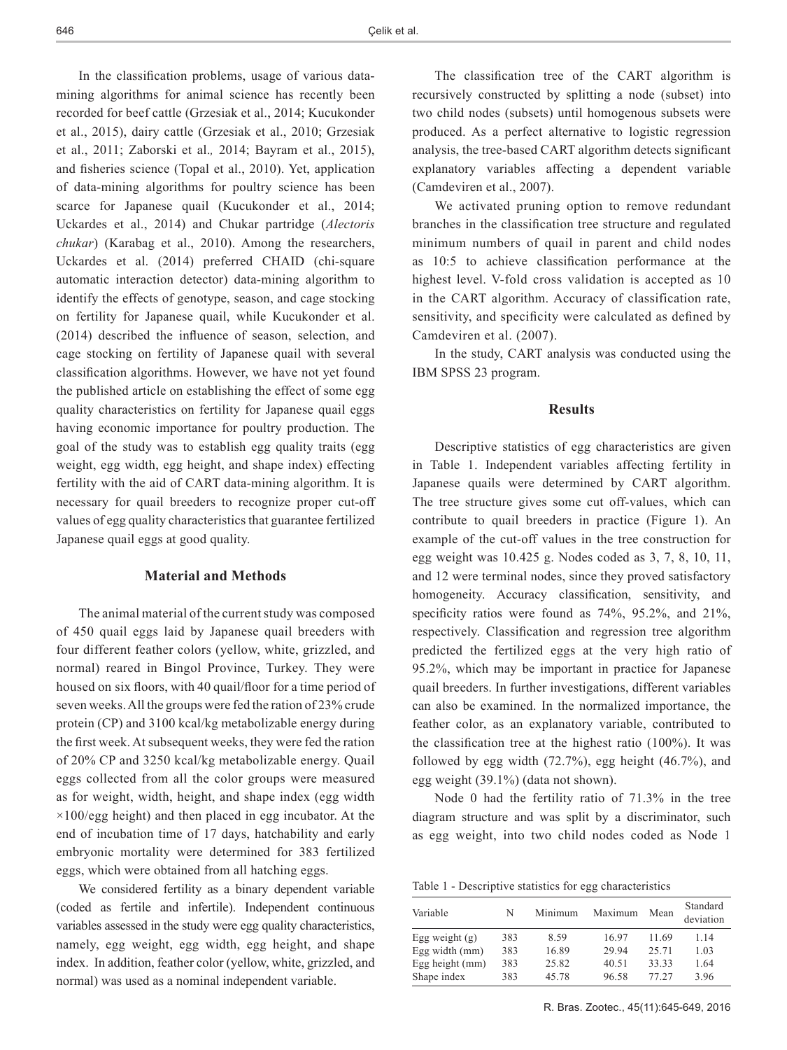In the classification problems, usage of various data-mining algorithms for animal science has recently been recorded for beef cattle (Grzesiak et al., 2014; Kucukonder et al., 2015), dairy cattle (Grzesiak et al., 2010; Grzesiak et al., 2011; Zaborski et al*.,* 2014; Bayram et al., 2015), and fisheries science (Topal et al., 2010). Yet, application of data-mining algorithms for poultry science has been scarce for Japanese quail (Kucukonder et al., 2014; Uckardes et al., 2014) and Chukar partridge (*Alectoris chukar*) (Karabag et al., 2010). Among the researchers, Uckardes et al. (2014) preferred CHAID (chi-square automatic interaction detector) data-mining algorithm to identify the effects of genotype, season, and cage stocking on fertility for Japanese quail, while Kucukonder et al. (2014) described the influence of season, selection, and cage stocking on fertility of Japanese quail with several classification algorithms. However, we have not yet found the published article on establishing the effect of some egg quality characteristics on fertility for Japanese quail eggs having economic importance for poultry production. The goal of the study was to establish egg quality traits (egg weight, egg width, egg height, and shape index) effecting fertility with the aid of CART data-mining algorithm. It is necessary for quail breeders to recognize proper cut-off values of egg quality characteristics that guarantee fertilized Japanese quail eggs at good quality.

## Material and Methods

The animal material of the current study was composed of 450 quail eggs laid by Japanese quail breeders with four different feather colors (yellow, white, grizzled, and normal) reared in Bingol Province, Turkey. They were housed on six floors, with 40 quail/floor for a time period of seven weeks. All the groups were fed the ration of 23% crude protein (CP) and 3100 kcal/kg metabolizable energy during the first week. At subsequent weeks, they were fed the ration of 20% CP and 3250 kcal/kg metabolizable energy. Quail eggs collected from all the color groups were measured as for weight, width, height, and shape index (egg width ×100/egg height) and then placed in egg incubator. At the end of incubation time of 17 days, hatchability and early embryonic mortality were determined for 383 fertilized eggs, which were obtained from all hatching eggs.

We considered fertility as a binary dependent variable (coded as fertile and infertile). Independent continuous variables assessed in the study were egg quality characteristics, namely, egg weight, egg width, egg height, and shape index. In addition, feather color (yellow, white, grizzled, and normal) was used as a nominal independent variable.

The classification tree of the CART algorithm is recursively constructed by splitting a node (subset) into two child nodes (subsets) until homogenous subsets were produced. As a perfect alternative to logistic regression analysis, the tree-based CART algorithm detects significant explanatory variables affecting a dependent variable (Camdeviren et al., 2007).

We activated pruning option to remove redundant branches in the classification tree structure and regulated minimum numbers of quail in parent and child nodes as 10:5 to achieve classification performance at the highest level. V-fold cross validation is accepted as 10 in the CART algorithm. Accuracy of classification rate, sensitivity, and specificity were calculated as defined by Camdeviren et al. (2007).

In the study, CART analysis was conducted using the IBM SPSS 23 program.

## Results

Descriptive statistics of egg characteristics are given in Table 1. Independent variables affecting fertility in Japanese quails were determined by CART algorithm. The tree structure gives some cut off-values, which can contribute to quail breeders in practice (Figure 1). An example of the cut-off values in the tree construction for egg weight was 10.425 g. Nodes coded as 3, 7, 8, 10, 11, and 12 were terminal nodes, since they proved satisfactory homogeneity. Accuracy classification, sensitivity, and specificity ratios were found as 74%, 95.2%, and 21%, respectively. Classification and regression tree algorithm predicted the fertilized eggs at the very high ratio of 95.2%, which may be important in practice for Japanese quail breeders. In further investigations, different variables can also be examined. In the normalized importance, the feather color, as an explanatory variable, contributed to the classification tree at the highest ratio (100%). It was followed by egg width (72.7%), egg height (46.7%), and egg weight (39.1%) (data not shown).

Node 0 had the fertility ratio of 71.3% in the tree diagram structure and was split by a discriminator, such as egg weight, into two child nodes coded as Node 1

Table 1 - Descriptive statistics for egg characteristics

| Variable | N | Minimum | Maximum | Mean | Standard deviation |
|---|---|---|---|---|---|
| Egg weight (g) | 383 | 8.59 | 16.97 | 11.69 | 1.14 |
| Egg width (mm) | 383 | 16.89 | 29.94 | 25.71 | 1.03 |
| Egg height (mm) | 383 | 25.82 | 40.51 | 33.33 | 1.64 |
| Shape index | 383 | 45.78 | 96.58 | 77.27 | 3.96 |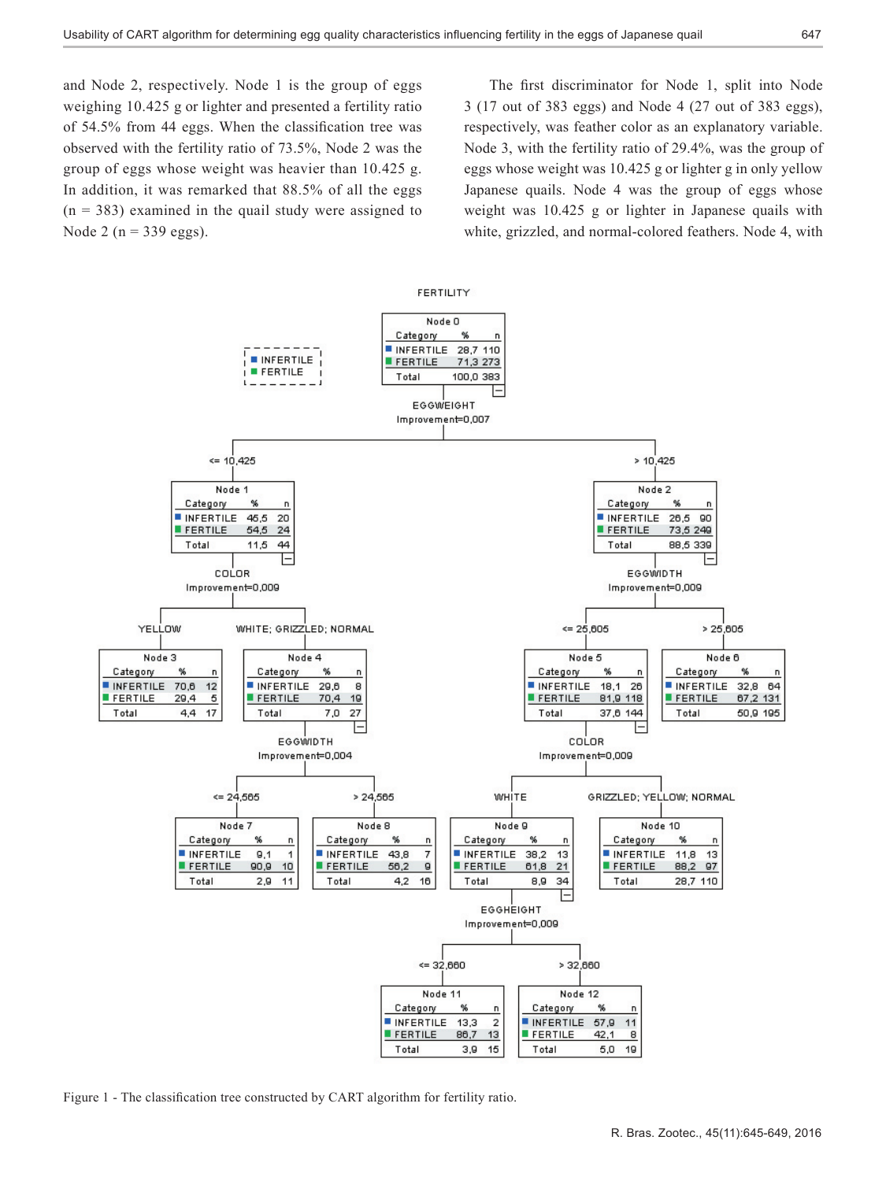and Node 2, respectively. Node 1 is the group of eggs weighing 10.425 g or lighter and presented a fertility ratio of 54.5% from 44 eggs. When the classification tree was observed with the fertility ratio of 73.5%, Node 2 was the group of eggs whose weight was heavier than 10.425 g. In addition, it was remarked that 88.5% of all the eggs (n = 383) examined in the quail study were assigned to Node 2 (n = 339 eggs).

The first discriminator for Node 1, split into Node 3 (17 out of 383 eggs) and Node 4 (27 out of 383 eggs), respectively, was feather color as an explanatory variable. Node 3, with the fertility ratio of 29.4%, was the group of eggs whose weight was 10.425 g or lighter g in only yellow Japanese quails. Node 4 was the group of eggs whose weight was 10.425 g or lighter in Japanese quails with white, grizzled, and normal-colored feathers. Node 4, with

FERTILITY

Legend: INFERTILE, FERTILE

**Node 0**

| Category | % | n |
|---|---|---|
| INFERTILE | 28,7 | 110 |
| FERTILE | 71,3 | 273 |
| Total | 100,0 | 383 |

EGGWEIGHT — Improvement=0,007

- <= 10,425 → **Node 1**

| Category | % | n |
|---|---|---|
| INFERTILE | 45,5 | 20 |
| FERTILE | 54,5 | 24 |
| Total | 11,5 | 44 |

- > 10,425 → **Node 2**

| Category | % | n |
|---|---|---|
| INFERTILE | 26,5 | 90 |
| FERTILE | 73,5 | 249 |
| Total | 88,5 | 339 |

Node 1: COLOR — Improvement=0,009

- YELLOW → **Node 3**

| Category | % | n |
|---|---|---|
| INFERTILE | 70,6 | 12 |
| FERTILE | 29,4 | 5 |
| Total | 4,4 | 17 |

- WHITE; GRIZZLED; NORMAL → **Node 4**

| Category | % | n |
|---|---|---|
| INFERTILE | 29,6 | 8 |
| FERTILE | 70,4 | 19 |
| Total | 7,0 | 27 |

Node 2: EGGWIDTH — Improvement=0,009

- <= 25,605 → **Node 5**

| Category | % | n |
|---|---|---|
| INFERTILE | 18,1 | 26 |
| FERTILE | 81,9 | 118 |
| Total | 37,6 | 144 |

- > 25,605 → **Node 6**

| Category | % | n |
|---|---|---|
| INFERTILE | 32,8 | 64 |
| FERTILE | 67,2 | 131 |
| Total | 50,9 | 195 |

Node 4: EGGWIDTH — Improvement=0,004

- <= 24,565 → **Node 7**

| Category | % | n |
|---|---|---|
| INFERTILE | 9,1 | 1 |
| FERTILE | 90,9 | 10 |
| Total | 2,9 | 11 |

- > 24,565 → **Node 8**

| Category | % | n |
|---|---|---|
| INFERTILE | 43,8 | 7 |
| FERTILE | 56,2 | 9 |
| Total | 4,2 | 16 |

Node 5: COLOR — Improvement=0,009

- WHITE → **Node 9**

| Category | % | n |
|---|---|---|
| INFERTILE | 38,2 | 13 |
| FERTILE | 61,8 | 21 |
| Total | 8,9 | 34 |

- GRIZZLED; YELLOW; NORMAL → **Node 10**

| Category | % | n |
|---|---|---|
| INFERTILE | 11,8 | 13 |
| FERTILE | 88,2 | 97 |
| Total | 28,7 | 110 |

Node 9: EGGHEIGHT — Improvement=0,009

- <= 32,660 → **Node 11**

| Category | % | n |
|---|---|---|
| INFERTILE | 13,3 | 2 |
| FERTILE | 86,7 | 13 |
| Total | 3,9 | 15 |

- > 32,660 → **Node 12**

| Category | % | n |
|---|---|---|
| INFERTILE | 57,9 | 11 |
| FERTILE | 42,1 | 8 |
| Total | 5,0 | 19 |

Figure 1 - The classification tree constructed by CART algorithm for fertility ratio.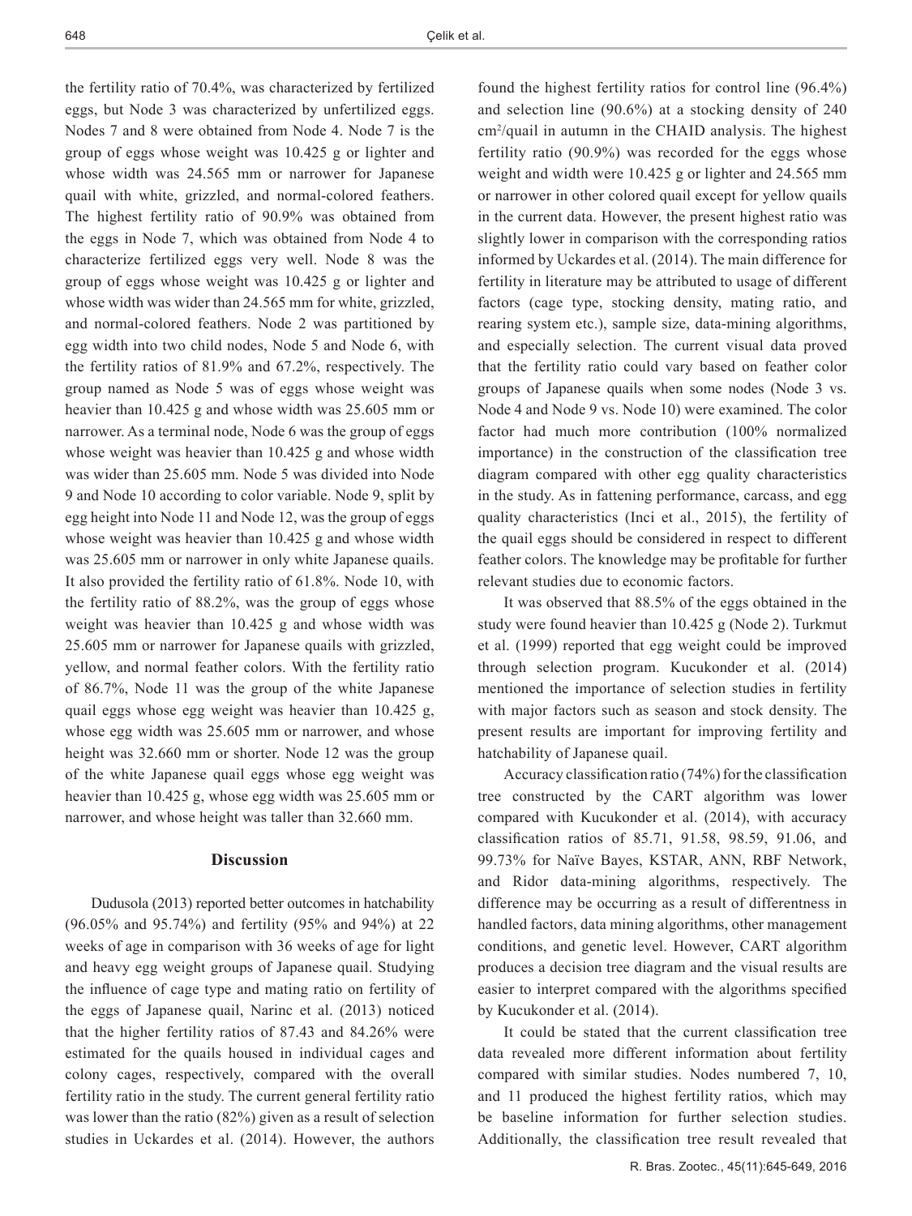the fertility ratio of 70.4%, was characterized by fertilized eggs, but Node 3 was characterized by unfertilized eggs. Nodes 7 and 8 were obtained from Node 4. Node 7 is the group of eggs whose weight was 10.425 g or lighter and whose width was 24.565 mm or narrower for Japanese quail with white, grizzled, and normal-colored feathers. The highest fertility ratio of 90.9% was obtained from the eggs in Node 7, which was obtained from Node 4 to characterize fertilized eggs very well. Node 8 was the group of eggs whose weight was 10.425 g or lighter and whose width was wider than 24.565 mm for white, grizzled, and normal-colored feathers. Node 2 was partitioned by egg width into two child nodes, Node 5 and Node 6, with the fertility ratios of 81.9% and 67.2%, respectively. The group named as Node 5 was of eggs whose weight was heavier than 10.425 g and whose width was 25.605 mm or narrower. As a terminal node, Node 6 was the group of eggs whose weight was heavier than 10.425 g and whose width was wider than 25.605 mm. Node 5 was divided into Node 9 and Node 10 according to color variable. Node 9, split by egg height into Node 11 and Node 12, was the group of eggs whose weight was heavier than 10.425 g and whose width was 25.605 mm or narrower in only white Japanese quails. It also provided the fertility ratio of 61.8%. Node 10, with the fertility ratio of 88.2%, was the group of eggs whose weight was heavier than 10.425 g and whose width was 25.605 mm or narrower for Japanese quails with grizzled, yellow, and normal feather colors. With the fertility ratio of 86.7%, Node 11 was the group of the white Japanese quail eggs whose egg weight was heavier than 10.425 g, whose egg width was 25.605 mm or narrower, and whose height was 32.660 mm or shorter. Node 12 was the group of the white Japanese quail eggs whose egg weight was heavier than 10.425 g, whose egg width was 25.605 mm or narrower, and whose height was taller than 32.660 mm.

## Discussion

Dudusola (2013) reported better outcomes in hatchability (96.05% and 95.74%) and fertility (95% and 94%) at 22 weeks of age in comparison with 36 weeks of age for light and heavy egg weight groups of Japanese quail. Studying the influence of cage type and mating ratio on fertility of the eggs of Japanese quail, Narinc et al. (2013) noticed that the higher fertility ratios of 87.43 and 84.26% were estimated for the quails housed in individual cages and colony cages, respectively, compared with the overall fertility ratio in the study. The current general fertility ratio was lower than the ratio (82%) given as a result of selection studies in Uckardes et al. (2014). However, the authors found the highest fertility ratios for control line (96.4%) and selection line (90.6%) at a stocking density of 240 cm$^2$/quail in autumn in the CHAID analysis. The highest fertility ratio (90.9%) was recorded for the eggs whose weight and width were 10.425 g or lighter and 24.565 mm or narrower in other colored quail except for yellow quails in the current data. However, the present highest ratio was slightly lower in comparison with the corresponding ratios informed by Uckardes et al. (2014). The main difference for fertility in literature may be attributed to usage of different factors (cage type, stocking density, mating ratio, and rearing system etc.), sample size, data-mining algorithms, and especially selection. The current visual data proved that the fertility ratio could vary based on feather color groups of Japanese quails when some nodes (Node 3 vs. Node 4 and Node 9 vs. Node 10) were examined. The color factor had much more contribution (100% normalized importance) in the construction of the classification tree diagram compared with other egg quality characteristics in the study. As in fattening performance, carcass, and egg quality characteristics (Inci et al., 2015), the fertility of the quail eggs should be considered in respect to different feather colors. The knowledge may be profitable for further relevant studies due to economic factors.

It was observed that 88.5% of the eggs obtained in the study were found heavier than 10.425 g (Node 2). Turkmut et al. (1999) reported that egg weight could be improved through selection program. Kucukonder et al. (2014) mentioned the importance of selection studies in fertility with major factors such as season and stock density. The present results are important for improving fertility and hatchability of Japanese quail.

Accuracy classification ratio (74%) for the classification tree constructed by the CART algorithm was lower compared with Kucukonder et al. (2014), with accuracy classification ratios of 85.71, 91.58, 98.59, 91.06, and 99.73% for Naïve Bayes, KSTAR, ANN, RBF Network, and Ridor data-mining algorithms, respectively. The difference may be occurring as a result of differentness in handled factors, data mining algorithms, other management conditions, and genetic level. However, CART algorithm produces a decision tree diagram and the visual results are easier to interpret compared with the algorithms specified by Kucukonder et al. (2014).

It could be stated that the current classification tree data revealed more different information about fertility compared with similar studies. Nodes numbered 7, 10, and 11 produced the highest fertility ratios, which may be baseline information for further selection studies. Additionally, the classification tree result revealed that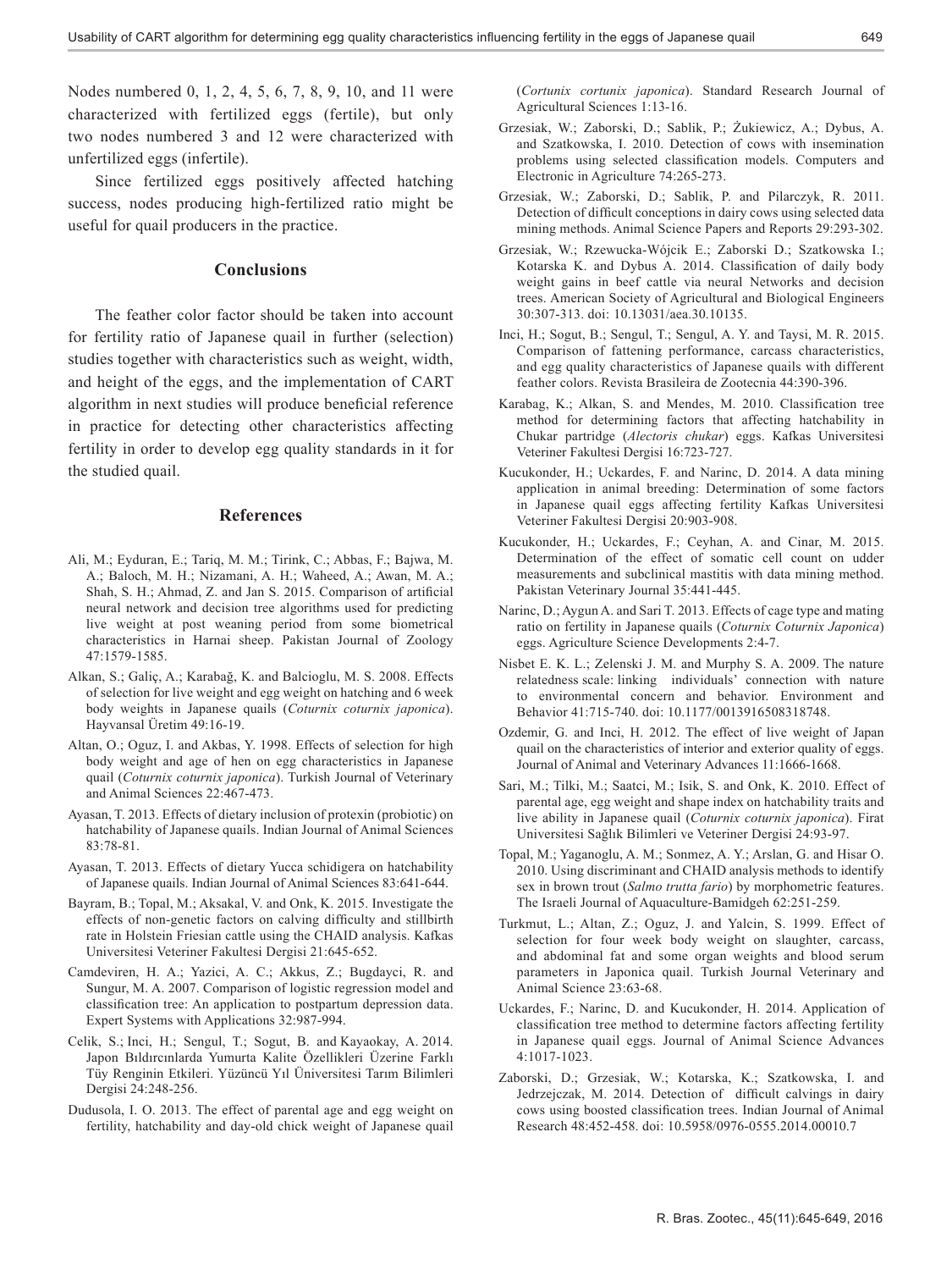Nodes numbered 0, 1, 2, 4, 5, 6, 7, 8, 9, 10, and 11 were characterized with fertilized eggs (fertile), but only two nodes numbered 3 and 12 were characterized with unfertilized eggs (infertile).

Since fertilized eggs positively affected hatching success, nodes producing high-fertilized ratio might be useful for quail producers in the practice.

## Conclusions

The feather color factor should be taken into account for fertility ratio of Japanese quail in further (selection) studies together with characteristics such as weight, width, and height of the eggs, and the implementation of CART algorithm in next studies will produce beneficial reference in practice for detecting other characteristics affecting fertility in order to develop egg quality standards in it for the studied quail.

## References

Ali, M.; Eyduran, E.; Tariq, M. M.; Tirink, C.; Abbas, F.; Bajwa, M. A.; Baloch, M. H.; Nizamani, A. H.; Waheed, A.; Awan, M. A.; Shah, S. H.; Ahmad, Z. and Jan S. 2015. Comparison of artificial neural network and decision tree algorithms used for predicting live weight at post weaning period from some biometrical characteristics in Harnai sheep. Pakistan Journal of Zoology 47:1579-1585.

Alkan, S.; Galiç, A.; Karabağ, K. and Balcioglu, M. S. 2008. Effects of selection for live weight and egg weight on hatching and 6 week body weights in Japanese quails (*Coturnix coturnix japonica*). Hayvansal Üretim 49:16-19.

Altan, O.; Oguz, I. and Akbas, Y. 1998. Effects of selection for high body weight and age of hen on egg characteristics in Japanese quail (*Coturnix coturnix japonica*). Turkish Journal of Veterinary and Animal Sciences 22:467-473.

Ayasan, T. 2013. Effects of dietary inclusion of protexin (probiotic) on hatchability of Japanese quails. Indian Journal of Animal Sciences 83:78-81.

Ayasan, T. 2013. Effects of dietary Yucca schidigera on hatchability of Japanese quails. Indian Journal of Animal Sciences 83:641-644.

Bayram, B.; Topal, M.; Aksakal, V. and Onk, K. 2015. Investigate the effects of non-genetic factors on calving difficulty and stillbirth rate in Holstein Friesian cattle using the CHAID analysis. Kafkas Universitesi Veteriner Fakultesi Dergisi 21:645-652.

Camdeviren, H. A.; Yazici, A. C.; Akkus, Z.; Bugdayci, R. and Sungur, M. A. 2007. Comparison of logistic regression model and classification tree: An application to postpartum depression data. Expert Systems with Applications 32:987-994.

Celik, S.; Inci, H.; Sengul, T.; Sogut, B. and Kayaokay, A. 2014. Japon Bıldırcınlarda Yumurta Kalite Özellikleri Üzerine Farklı Tüy Renginin Etkileri. Yüzüncü Yıl Üniversitesi Tarım Bilimleri Dergisi 24:248-256.

Dudusola, I. O. 2013. The effect of parental age and egg weight on fertility, hatchability and day-old chick weight of Japanese quail (*Cortunix cortunix japonica*). Standard Research Journal of Agricultural Sciences 1:13-16.

Grzesiak, W.; Zaborski, D.; Sablik, P.; Żukiewicz, A.; Dybus, A. and Szatkowska, I. 2010. Detection of cows with insemination problems using selected classification models. Computers and Electronic in Agriculture 74:265-273.

Grzesiak, W.; Zaborski, D.; Sablik, P. and Pilarczyk, R. 2011. Detection of difficult conceptions in dairy cows using selected data mining methods. Animal Science Papers and Reports 29:293-302.

Grzesiak, W.; Rzewucka-Wójcik E.; Zaborski D.; Szatkowska I.; Kotarska K. and Dybus A. 2014. Classification of daily body weight gains in beef cattle via neural Networks and decision trees. American Society of Agricultural and Biological Engineers 30:307-313. doi: 10.13031/aea.30.10135.

Inci, H.; Sogut, B.; Sengul, T.; Sengul, A. Y. and Taysi, M. R. 2015. Comparison of fattening performance, carcass characteristics, and egg quality characteristics of Japanese quails with different feather colors. Revista Brasileira de Zootecnia 44:390-396.

Karabag, K.; Alkan, S. and Mendes, M. 2010. Classification tree method for determining factors that affecting hatchability in Chukar partridge (*Alectoris chukar*) eggs. Kafkas Universitesi Veteriner Fakultesi Dergisi 16:723-727.

Kucukonder, H.; Uckardes, F. and Narinc, D. 2014. A data mining application in animal breeding: Determination of some factors in Japanese quail eggs affecting fertility Kafkas Universitesi Veteriner Fakultesi Dergisi 20:903-908.

Kucukonder, H.; Uckardes, F.; Ceyhan, A. and Cinar, M. 2015. Determination of the effect of somatic cell count on udder measurements and subclinical mastitis with data mining method. Pakistan Veterinary Journal 35:441-445.

Narinc, D.; Aygun A. and Sari T. 2013. Effects of cage type and mating ratio on fertility in Japanese quails (*Coturnix Coturnix Japonica*) eggs. Agriculture Science Developments 2:4-7.

Nisbet E. K. L.; Zelenski J. M. and Murphy S. A. 2009. The nature relatedness scale: linking individuals' connection with nature to environmental concern and behavior. Environment and Behavior 41:715-740. doi: 10.1177/0013916508318748.

Ozdemir, G. and Inci, H. 2012. The effect of live weight of Japan quail on the characteristics of interior and exterior quality of eggs. Journal of Animal and Veterinary Advances 11:1666-1668.

Sari, M.; Tilki, M.; Saatci, M.; Isik, S. and Onk, K. 2010. Effect of parental age, egg weight and shape index on hatchability traits and live ability in Japanese quail (*Coturnix coturnix japonica*). Firat Universitesi Sağlık Bilimleri ve Veteriner Dergisi 24:93-97.

Topal, M.; Yaganoglu, A. M.; Sonmez, A. Y.; Arslan, G. and Hisar O. 2010. Using discriminant and CHAID analysis methods to identify sex in brown trout (*Salmo trutta fario*) by morphometric features. The Israeli Journal of Aquaculture-Bamidgeh 62:251-259.

Turkmut, L.; Altan, Z.; Oguz, J. and Yalcin, S. 1999. Effect of selection for four week body weight on slaughter, carcass, and abdominal fat and some organ weights and blood serum parameters in Japonica quail. Turkish Journal Veterinary and Animal Science 23:63-68.

Uckardes, F.; Narinc, D. and Kucukonder, H. 2014. Application of classification tree method to determine factors affecting fertility in Japanese quail eggs. Journal of Animal Science Advances 4:1017-1023.

Zaborski, D.; Grzesiak, W.; Kotarska, K.; Szatkowska, I. and Jedrzejczak, M. 2014. Detection of difficult calvings in dairy cows using boosted classification trees. Indian Journal of Animal Research 48:452-458. doi: 10.5958/0976-0555.2014.00010.7